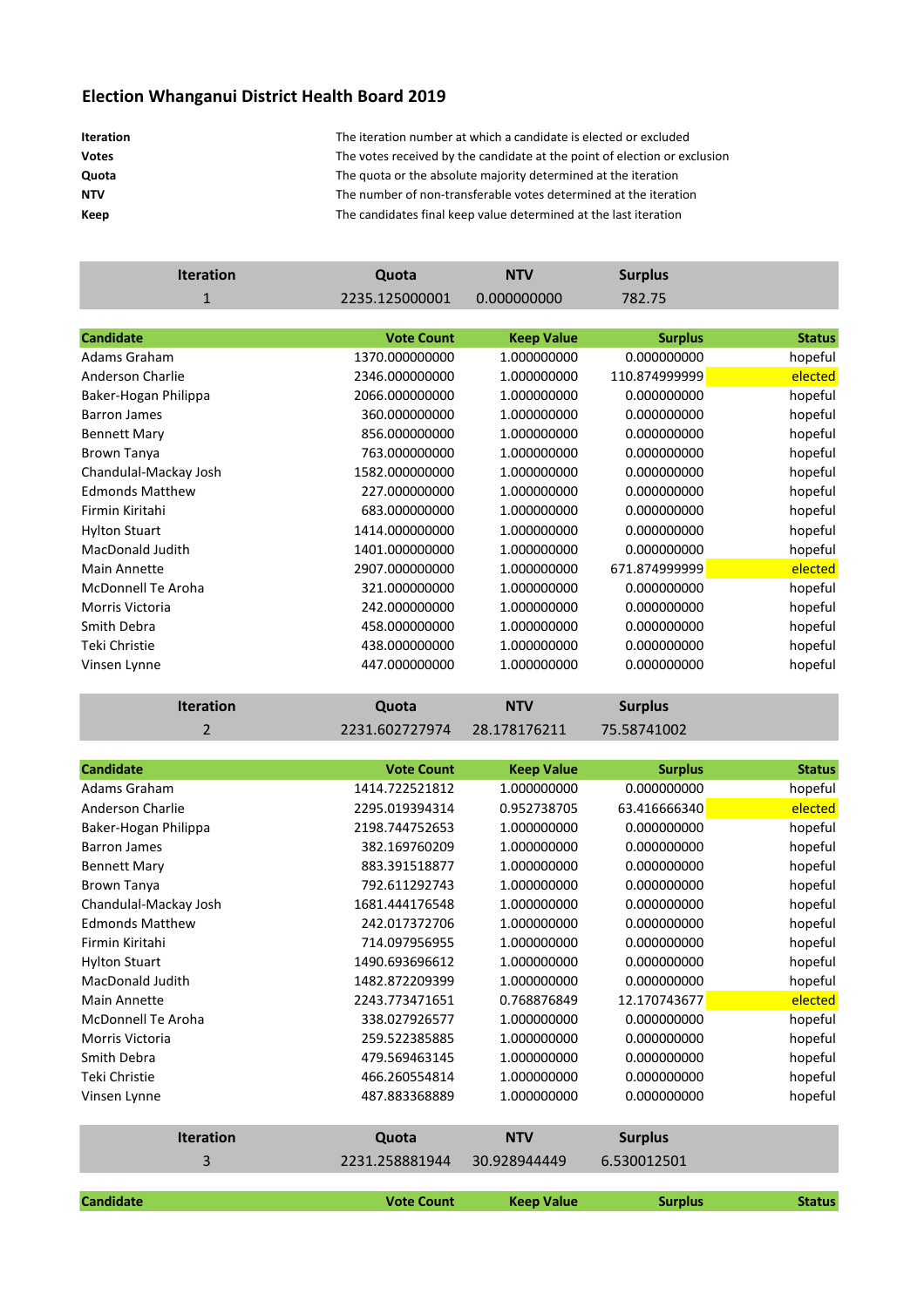# Election Whanganui District Health Board 2019

| | |
|---|---|
| **Iteration** | The iteration number at which a candidate is elected or excluded |
| **Votes** | The votes received by the candidate at the point of election or exclusion |
| **Quota** | The quota or the absolute majority determined at the iteration |
| **NTV** | The number of non-transferable votes determined at the iteration |
| **Keep** | The candidates final keep value determined at the last iteration |

| Iteration | Quota | NTV | Surplus |
|---|---|---|---|
| 1 | 2235.125000001 | 0.000000000 | 782.75 |

| Candidate | Vote Count | Keep Value | Surplus | Status |
|---|---|---|---|---|
| Adams Graham | 1370.000000000 | 1.000000000 | 0.000000000 | hopeful |
| Anderson Charlie | 2346.000000000 | 1.000000000 | 110.874999999 | elected |
| Baker-Hogan Philippa | 2066.000000000 | 1.000000000 | 0.000000000 | hopeful |
| Barron James | 360.000000000 | 1.000000000 | 0.000000000 | hopeful |
| Bennett Mary | 856.000000000 | 1.000000000 | 0.000000000 | hopeful |
| Brown Tanya | 763.000000000 | 1.000000000 | 0.000000000 | hopeful |
| Chandulal-Mackay Josh | 1582.000000000 | 1.000000000 | 0.000000000 | hopeful |
| Edmonds Matthew | 227.000000000 | 1.000000000 | 0.000000000 | hopeful |
| Firmin Kiritahi | 683.000000000 | 1.000000000 | 0.000000000 | hopeful |
| Hylton Stuart | 1414.000000000 | 1.000000000 | 0.000000000 | hopeful |
| MacDonald Judith | 1401.000000000 | 1.000000000 | 0.000000000 | hopeful |
| Main Annette | 2907.000000000 | 1.000000000 | 671.874999999 | elected |
| McDonnell Te Aroha | 321.000000000 | 1.000000000 | 0.000000000 | hopeful |
| Morris Victoria | 242.000000000 | 1.000000000 | 0.000000000 | hopeful |
| Smith Debra | 458.000000000 | 1.000000000 | 0.000000000 | hopeful |
| Teki Christie | 438.000000000 | 1.000000000 | 0.000000000 | hopeful |
| Vinsen Lynne | 447.000000000 | 1.000000000 | 0.000000000 | hopeful |

| Iteration | Quota | NTV | Surplus |
|---|---|---|---|
| 2 | 2231.602727974 | 28.178176211 | 75.58741002 |

| Candidate | Vote Count | Keep Value | Surplus | Status |
|---|---|---|---|---|
| Adams Graham | 1414.722521812 | 1.000000000 | 0.000000000 | hopeful |
| Anderson Charlie | 2295.019394314 | 0.952738705 | 63.416666340 | elected |
| Baker-Hogan Philippa | 2198.744752653 | 1.000000000 | 0.000000000 | hopeful |
| Barron James | 382.169760209 | 1.000000000 | 0.000000000 | hopeful |
| Bennett Mary | 883.391518877 | 1.000000000 | 0.000000000 | hopeful |
| Brown Tanya | 792.611292743 | 1.000000000 | 0.000000000 | hopeful |
| Chandulal-Mackay Josh | 1681.444176548 | 1.000000000 | 0.000000000 | hopeful |
| Edmonds Matthew | 242.017372706 | 1.000000000 | 0.000000000 | hopeful |
| Firmin Kiritahi | 714.097956955 | 1.000000000 | 0.000000000 | hopeful |
| Hylton Stuart | 1490.693696612 | 1.000000000 | 0.000000000 | hopeful |
| MacDonald Judith | 1482.872209399 | 1.000000000 | 0.000000000 | hopeful |
| Main Annette | 2243.773471651 | 0.768876849 | 12.170743677 | elected |
| McDonnell Te Aroha | 338.027926577 | 1.000000000 | 0.000000000 | hopeful |
| Morris Victoria | 259.522385885 | 1.000000000 | 0.000000000 | hopeful |
| Smith Debra | 479.569463145 | 1.000000000 | 0.000000000 | hopeful |
| Teki Christie | 466.260554814 | 1.000000000 | 0.000000000 | hopeful |
| Vinsen Lynne | 487.883368889 | 1.000000000 | 0.000000000 | hopeful |

| Iteration | Quota | NTV | Surplus |
|---|---|---|---|
| 3 | 2231.258881944 | 30.928944449 | 6.530012501 |

| Candidate | Vote Count | Keep Value | Surplus | Status |
|---|---|---|---|---|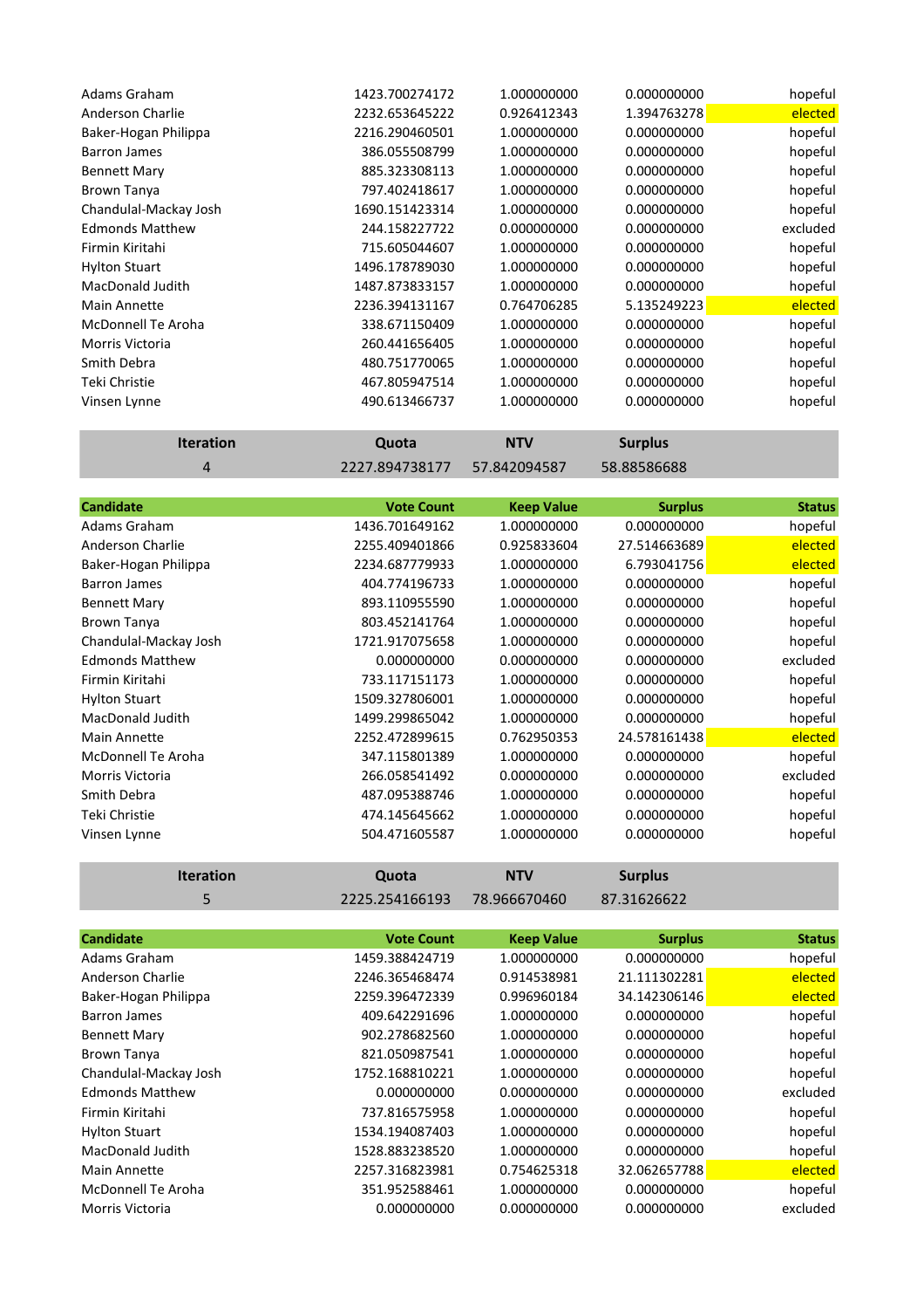| | | | | |
|---|---|---|---|---|
| Adams Graham | 1423.700274172 | 1.000000000 | 0.000000000 | hopeful |
| Anderson Charlie | 2232.653645222 | 0.926412343 | 1.394763278 | elected |
| Baker-Hogan Philippa | 2216.290460501 | 1.000000000 | 0.000000000 | hopeful |
| Barron James | 386.055508799 | 1.000000000 | 0.000000000 | hopeful |
| Bennett Mary | 885.323308113 | 1.000000000 | 0.000000000 | hopeful |
| Brown Tanya | 797.402418617 | 1.000000000 | 0.000000000 | hopeful |
| Chandulal-Mackay Josh | 1690.151423314 | 1.000000000 | 0.000000000 | hopeful |
| Edmonds Matthew | 244.158227722 | 0.000000000 | 0.000000000 | excluded |
| Firmin Kiritahi | 715.605044607 | 1.000000000 | 0.000000000 | hopeful |
| Hylton Stuart | 1496.178789030 | 1.000000000 | 0.000000000 | hopeful |
| MacDonald Judith | 1487.873833157 | 1.000000000 | 0.000000000 | hopeful |
| Main Annette | 2236.394131167 | 0.764706285 | 5.135249223 | elected |
| McDonnell Te Aroha | 338.671150409 | 1.000000000 | 0.000000000 | hopeful |
| Morris Victoria | 260.441656405 | 1.000000000 | 0.000000000 | hopeful |
| Smith Debra | 480.751770065 | 1.000000000 | 0.000000000 | hopeful |
| Teki Christie | 467.805947514 | 1.000000000 | 0.000000000 | hopeful |
| Vinsen Lynne | 490.613466737 | 1.000000000 | 0.000000000 | hopeful |

| Iteration | Quota | NTV | Surplus |
|---|---|---|---|
| 4 | 2227.894738177 | 57.842094587 | 58.88586688 |

| Candidate | Vote Count | Keep Value | Surplus | Status |
|---|---|---|---|---|
| Adams Graham | 1436.701649162 | 1.000000000 | 0.000000000 | hopeful |
| Anderson Charlie | 2255.409401866 | 0.925833604 | 27.514663689 | elected |
| Baker-Hogan Philippa | 2234.687779933 | 1.000000000 | 6.793041756 | elected |
| Barron James | 404.774196733 | 1.000000000 | 0.000000000 | hopeful |
| Bennett Mary | 893.110955590 | 1.000000000 | 0.000000000 | hopeful |
| Brown Tanya | 803.452141764 | 1.000000000 | 0.000000000 | hopeful |
| Chandulal-Mackay Josh | 1721.917075658 | 1.000000000 | 0.000000000 | hopeful |
| Edmonds Matthew | 0.000000000 | 0.000000000 | 0.000000000 | excluded |
| Firmin Kiritahi | 733.117151173 | 1.000000000 | 0.000000000 | hopeful |
| Hylton Stuart | 1509.327806001 | 1.000000000 | 0.000000000 | hopeful |
| MacDonald Judith | 1499.299865042 | 1.000000000 | 0.000000000 | hopeful |
| Main Annette | 2252.472899615 | 0.762950353 | 24.578161438 | elected |
| McDonnell Te Aroha | 347.115801389 | 1.000000000 | 0.000000000 | hopeful |
| Morris Victoria | 266.058541492 | 0.000000000 | 0.000000000 | excluded |
| Smith Debra | 487.095388746 | 1.000000000 | 0.000000000 | hopeful |
| Teki Christie | 474.145645662 | 1.000000000 | 0.000000000 | hopeful |
| Vinsen Lynne | 504.471605587 | 1.000000000 | 0.000000000 | hopeful |

| Iteration | Quota | NTV | Surplus |
|---|---|---|---|
| 5 | 2225.254166193 | 78.966670460 | 87.31626622 |

| Candidate | Vote Count | Keep Value | Surplus | Status |
|---|---|---|---|---|
| Adams Graham | 1459.388424719 | 1.000000000 | 0.000000000 | hopeful |
| Anderson Charlie | 2246.365468474 | 0.914538981 | 21.111302281 | elected |
| Baker-Hogan Philippa | 2259.396472339 | 0.996960184 | 34.142306146 | elected |
| Barron James | 409.642291696 | 1.000000000 | 0.000000000 | hopeful |
| Bennett Mary | 902.278682560 | 1.000000000 | 0.000000000 | hopeful |
| Brown Tanya | 821.050987541 | 1.000000000 | 0.000000000 | hopeful |
| Chandulal-Mackay Josh | 1752.168810221 | 1.000000000 | 0.000000000 | hopeful |
| Edmonds Matthew | 0.000000000 | 0.000000000 | 0.000000000 | excluded |
| Firmin Kiritahi | 737.816575958 | 1.000000000 | 0.000000000 | hopeful |
| Hylton Stuart | 1534.194087403 | 1.000000000 | 0.000000000 | hopeful |
| MacDonald Judith | 1528.883238520 | 1.000000000 | 0.000000000 | hopeful |
| Main Annette | 2257.316823981 | 0.754625318 | 32.062657788 | elected |
| McDonnell Te Aroha | 351.952588461 | 1.000000000 | 0.000000000 | hopeful |
| Morris Victoria | 0.000000000 | 0.000000000 | 0.000000000 | excluded |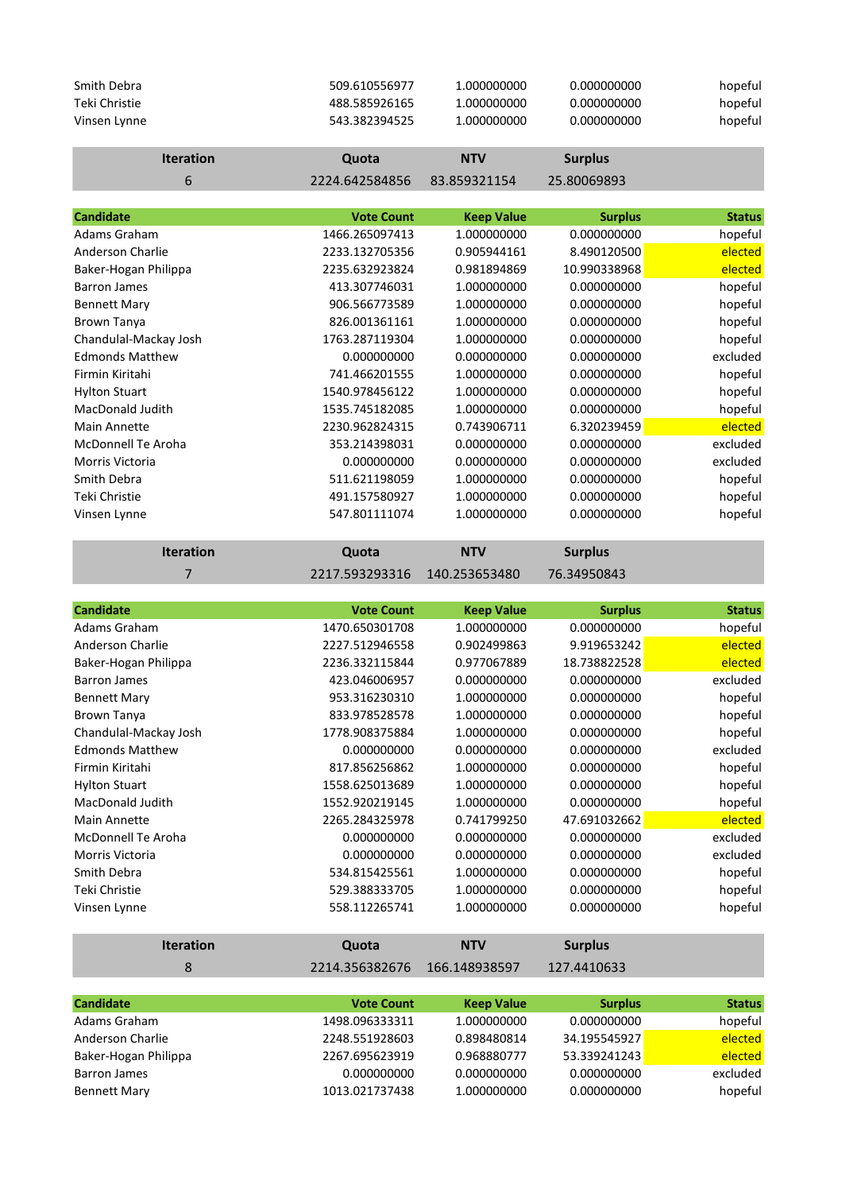| | | | | |
|---|---|---|---|---|
| Smith Debra | 509.610556977 | 1.000000000 | 0.000000000 | hopeful |
| Teki Christie | 488.585926165 | 1.000000000 | 0.000000000 | hopeful |
| Vinsen Lynne | 543.382394525 | 1.000000000 | 0.000000000 | hopeful |

| Iteration | Quota | NTV | Surplus |
|---|---|---|---|
| 6 | 2224.642584856 | 83.859321154 | 25.80069893 |

| Candidate | Vote Count | Keep Value | Surplus | Status |
|---|---|---|---|---|
| Adams Graham | 1466.265097413 | 1.000000000 | 0.000000000 | hopeful |
| Anderson Charlie | 2233.132705356 | 0.905944161 | 8.490120500 | elected |
| Baker-Hogan Philippa | 2235.632923824 | 0.981894869 | 10.990338968 | elected |
| Barron James | 413.307746031 | 1.000000000 | 0.000000000 | hopeful |
| Bennett Mary | 906.566773589 | 1.000000000 | 0.000000000 | hopeful |
| Brown Tanya | 826.001361161 | 1.000000000 | 0.000000000 | hopeful |
| Chandulal-Mackay Josh | 1763.287119304 | 1.000000000 | 0.000000000 | hopeful |
| Edmonds Matthew | 0.000000000 | 0.000000000 | 0.000000000 | excluded |
| Firmin Kiritahi | 741.466201555 | 1.000000000 | 0.000000000 | hopeful |
| Hylton Stuart | 1540.978456122 | 1.000000000 | 0.000000000 | hopeful |
| MacDonald Judith | 1535.745182085 | 1.000000000 | 0.000000000 | hopeful |
| Main Annette | 2230.962824315 | 0.743906711 | 6.320239459 | elected |
| McDonnell Te Aroha | 353.214398031 | 0.000000000 | 0.000000000 | excluded |
| Morris Victoria | 0.000000000 | 0.000000000 | 0.000000000 | excluded |
| Smith Debra | 511.621198059 | 1.000000000 | 0.000000000 | hopeful |
| Teki Christie | 491.157580927 | 1.000000000 | 0.000000000 | hopeful |
| Vinsen Lynne | 547.801111074 | 1.000000000 | 0.000000000 | hopeful |

| Iteration | Quota | NTV | Surplus |
|---|---|---|---|
| 7 | 2217.593293316 | 140.253653480 | 76.34950843 |

| Candidate | Vote Count | Keep Value | Surplus | Status |
|---|---|---|---|---|
| Adams Graham | 1470.650301708 | 1.000000000 | 0.000000000 | hopeful |
| Anderson Charlie | 2227.512946558 | 0.902499863 | 9.919653242 | elected |
| Baker-Hogan Philippa | 2236.332115844 | 0.977067889 | 18.738822528 | elected |
| Barron James | 423.046006957 | 0.000000000 | 0.000000000 | excluded |
| Bennett Mary | 953.316230310 | 1.000000000 | 0.000000000 | hopeful |
| Brown Tanya | 833.978528578 | 1.000000000 | 0.000000000 | hopeful |
| Chandulal-Mackay Josh | 1778.908375884 | 1.000000000 | 0.000000000 | hopeful |
| Edmonds Matthew | 0.000000000 | 0.000000000 | 0.000000000 | excluded |
| Firmin Kiritahi | 817.856256862 | 1.000000000 | 0.000000000 | hopeful |
| Hylton Stuart | 1558.625013689 | 1.000000000 | 0.000000000 | hopeful |
| MacDonald Judith | 1552.920219145 | 1.000000000 | 0.000000000 | hopeful |
| Main Annette | 2265.284325978 | 0.741799250 | 47.691032662 | elected |
| McDonnell Te Aroha | 0.000000000 | 0.000000000 | 0.000000000 | excluded |
| Morris Victoria | 0.000000000 | 0.000000000 | 0.000000000 | excluded |
| Smith Debra | 534.815425561 | 1.000000000 | 0.000000000 | hopeful |
| Teki Christie | 529.388333705 | 1.000000000 | 0.000000000 | hopeful |
| Vinsen Lynne | 558.112265741 | 1.000000000 | 0.000000000 | hopeful |

| Iteration | Quota | NTV | Surplus |
|---|---|---|---|
| 8 | 2214.356382676 | 166.148938597 | 127.4410633 |

| Candidate | Vote Count | Keep Value | Surplus | Status |
|---|---|---|---|---|
| Adams Graham | 1498.096333311 | 1.000000000 | 0.000000000 | hopeful |
| Anderson Charlie | 2248.551928603 | 0.898480814 | 34.195545927 | elected |
| Baker-Hogan Philippa | 2267.695623919 | 0.968880777 | 53.339241243 | elected |
| Barron James | 0.000000000 | 0.000000000 | 0.000000000 | excluded |
| Bennett Mary | 1013.021737438 | 1.000000000 | 0.000000000 | hopeful |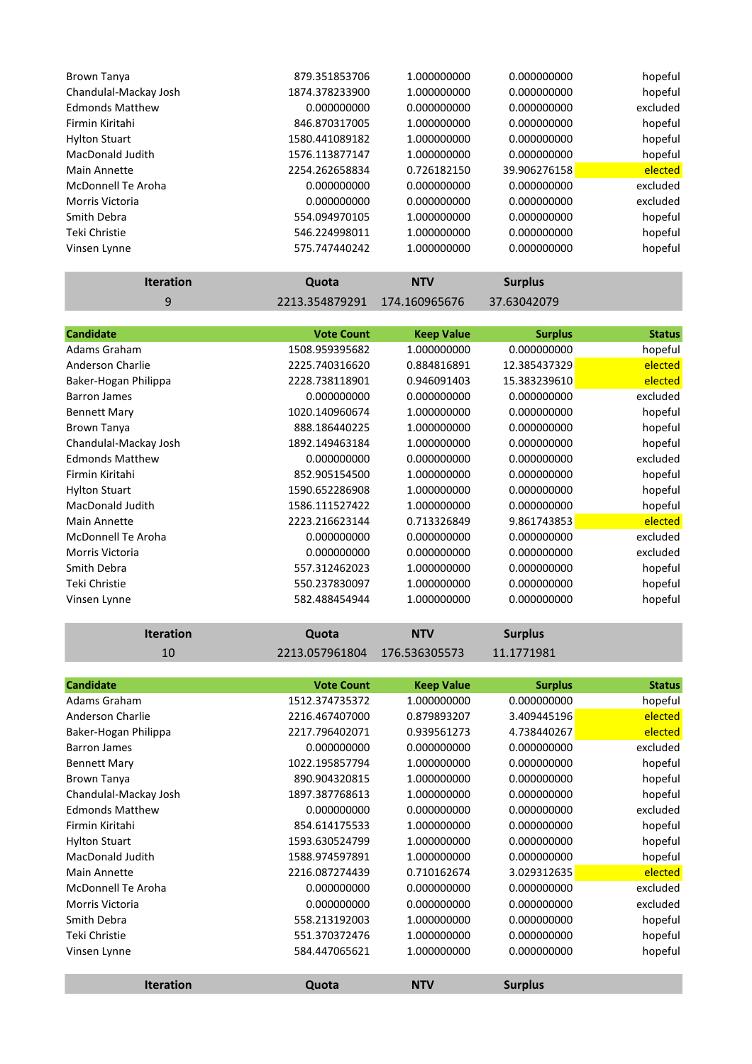| | | | | |
|---|---|---|---|---|
| Brown Tanya | 879.351853706 | 1.000000000 | 0.000000000 | hopeful |
| Chandulal-Mackay Josh | 1874.378233900 | 1.000000000 | 0.000000000 | hopeful |
| Edmonds Matthew | 0.000000000 | 0.000000000 | 0.000000000 | excluded |
| Firmin Kiritahi | 846.870317005 | 1.000000000 | 0.000000000 | hopeful |
| Hylton Stuart | 1580.441089182 | 1.000000000 | 0.000000000 | hopeful |
| MacDonald Judith | 1576.113877147 | 1.000000000 | 0.000000000 | hopeful |
| Main Annette | 2254.262658834 | 0.726182150 | 39.906276158 | elected |
| McDonnell Te Aroha | 0.000000000 | 0.000000000 | 0.000000000 | excluded |
| Morris Victoria | 0.000000000 | 0.000000000 | 0.000000000 | excluded |
| Smith Debra | 554.094970105 | 1.000000000 | 0.000000000 | hopeful |
| Teki Christie | 546.224998011 | 1.000000000 | 0.000000000 | hopeful |
| Vinsen Lynne | 575.747440242 | 1.000000000 | 0.000000000 | hopeful |

| Iteration | Quota | NTV | Surplus |
|---|---|---|---|
| 9 | 2213.354879291 | 174.160965676 | 37.63042079 |

| Candidate | Vote Count | Keep Value | Surplus | Status |
|---|---|---|---|---|
| Adams Graham | 1508.959395682 | 1.000000000 | 0.000000000 | hopeful |
| Anderson Charlie | 2225.740316620 | 0.884816891 | 12.385437329 | elected |
| Baker-Hogan Philippa | 2228.738118901 | 0.946091403 | 15.383239610 | elected |
| Barron James | 0.000000000 | 0.000000000 | 0.000000000 | excluded |
| Bennett Mary | 1020.140960674 | 1.000000000 | 0.000000000 | hopeful |
| Brown Tanya | 888.186440225 | 1.000000000 | 0.000000000 | hopeful |
| Chandulal-Mackay Josh | 1892.149463184 | 1.000000000 | 0.000000000 | hopeful |
| Edmonds Matthew | 0.000000000 | 0.000000000 | 0.000000000 | excluded |
| Firmin Kiritahi | 852.905154500 | 1.000000000 | 0.000000000 | hopeful |
| Hylton Stuart | 1590.652286908 | 1.000000000 | 0.000000000 | hopeful |
| MacDonald Judith | 1586.111527422 | 1.000000000 | 0.000000000 | hopeful |
| Main Annette | 2223.216623144 | 0.713326849 | 9.861743853 | elected |
| McDonnell Te Aroha | 0.000000000 | 0.000000000 | 0.000000000 | excluded |
| Morris Victoria | 0.000000000 | 0.000000000 | 0.000000000 | excluded |
| Smith Debra | 557.312462023 | 1.000000000 | 0.000000000 | hopeful |
| Teki Christie | 550.237830097 | 1.000000000 | 0.000000000 | hopeful |
| Vinsen Lynne | 582.488454944 | 1.000000000 | 0.000000000 | hopeful |

| Iteration | Quota | NTV | Surplus |
|---|---|---|---|
| 10 | 2213.057961804 | 176.536305573 | 11.1771981 |

| Candidate | Vote Count | Keep Value | Surplus | Status |
|---|---|---|---|---|
| Adams Graham | 1512.374735372 | 1.000000000 | 0.000000000 | hopeful |
| Anderson Charlie | 2216.467407000 | 0.879893207 | 3.409445196 | elected |
| Baker-Hogan Philippa | 2217.796402071 | 0.939561273 | 4.738440267 | elected |
| Barron James | 0.000000000 | 0.000000000 | 0.000000000 | excluded |
| Bennett Mary | 1022.195857794 | 1.000000000 | 0.000000000 | hopeful |
| Brown Tanya | 890.904320815 | 1.000000000 | 0.000000000 | hopeful |
| Chandulal-Mackay Josh | 1897.387768613 | 1.000000000 | 0.000000000 | hopeful |
| Edmonds Matthew | 0.000000000 | 0.000000000 | 0.000000000 | excluded |
| Firmin Kiritahi | 854.614175533 | 1.000000000 | 0.000000000 | hopeful |
| Hylton Stuart | 1593.630524799 | 1.000000000 | 0.000000000 | hopeful |
| MacDonald Judith | 1588.974597891 | 1.000000000 | 0.000000000 | hopeful |
| Main Annette | 2216.087274439 | 0.710162674 | 3.029312635 | elected |
| McDonnell Te Aroha | 0.000000000 | 0.000000000 | 0.000000000 | excluded |
| Morris Victoria | 0.000000000 | 0.000000000 | 0.000000000 | excluded |
| Smith Debra | 558.213192003 | 1.000000000 | 0.000000000 | hopeful |
| Teki Christie | 551.370372476 | 1.000000000 | 0.000000000 | hopeful |
| Vinsen Lynne | 584.447065621 | 1.000000000 | 0.000000000 | hopeful |

| Iteration | Quota | NTV | Surplus |
|---|---|---|---|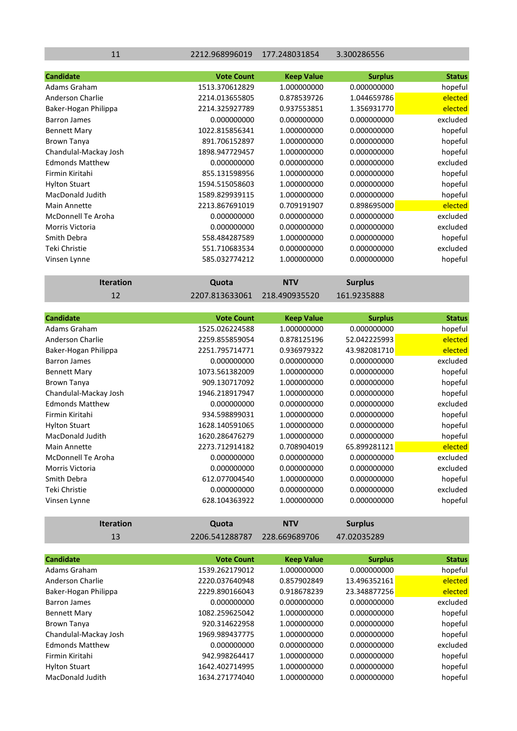| 11 | 2212.968996019 | 177.248031854 | 3.300286556 | |
|---|---|---|---|---|

| Candidate | Vote Count | Keep Value | Surplus | Status |
|---|---|---|---|---|
| Adams Graham | 1513.370612829 | 1.000000000 | 0.000000000 | hopeful |
| Anderson Charlie | 2214.013655805 | 0.878539726 | 1.044659786 | elected |
| Baker-Hogan Philippa | 2214.325927789 | 0.937553851 | 1.356931770 | elected |
| Barron James | 0.000000000 | 0.000000000 | 0.000000000 | excluded |
| Bennett Mary | 1022.815856341 | 1.000000000 | 0.000000000 | hopeful |
| Brown Tanya | 891.706152897 | 1.000000000 | 0.000000000 | hopeful |
| Chandulal-Mackay Josh | 1898.947729457 | 1.000000000 | 0.000000000 | hopeful |
| Edmonds Matthew | 0.000000000 | 0.000000000 | 0.000000000 | excluded |
| Firmin Kiritahi | 855.131598956 | 1.000000000 | 0.000000000 | hopeful |
| Hylton Stuart | 1594.515058603 | 1.000000000 | 0.000000000 | hopeful |
| MacDonald Judith | 1589.829939115 | 1.000000000 | 0.000000000 | hopeful |
| Main Annette | 2213.867691019 | 0.709191907 | 0.898695000 | elected |
| McDonnell Te Aroha | 0.000000000 | 0.000000000 | 0.000000000 | excluded |
| Morris Victoria | 0.000000000 | 0.000000000 | 0.000000000 | excluded |
| Smith Debra | 558.484287589 | 1.000000000 | 0.000000000 | hopeful |
| Teki Christie | 551.710683534 | 0.000000000 | 0.000000000 | excluded |
| Vinsen Lynne | 585.032774212 | 1.000000000 | 0.000000000 | hopeful |

| Iteration | Quota | NTV | Surplus |
|---|---|---|---|
| 12 | 2207.813633061 | 218.490935520 | 161.9235888 |

| Candidate | Vote Count | Keep Value | Surplus | Status |
|---|---|---|---|---|
| Adams Graham | 1525.026224588 | 1.000000000 | 0.000000000 | hopeful |
| Anderson Charlie | 2259.855859054 | 0.878125196 | 52.042225993 | elected |
| Baker-Hogan Philippa | 2251.795714771 | 0.936979322 | 43.982081710 | elected |
| Barron James | 0.000000000 | 0.000000000 | 0.000000000 | excluded |
| Bennett Mary | 1073.561382009 | 1.000000000 | 0.000000000 | hopeful |
| Brown Tanya | 909.130717092 | 1.000000000 | 0.000000000 | hopeful |
| Chandulal-Mackay Josh | 1946.218917947 | 1.000000000 | 0.000000000 | hopeful |
| Edmonds Matthew | 0.000000000 | 0.000000000 | 0.000000000 | excluded |
| Firmin Kiritahi | 934.598899031 | 1.000000000 | 0.000000000 | hopeful |
| Hylton Stuart | 1628.140591065 | 1.000000000 | 0.000000000 | hopeful |
| MacDonald Judith | 1620.286476279 | 1.000000000 | 0.000000000 | hopeful |
| Main Annette | 2273.712914182 | 0.708904019 | 65.899281121 | elected |
| McDonnell Te Aroha | 0.000000000 | 0.000000000 | 0.000000000 | excluded |
| Morris Victoria | 0.000000000 | 0.000000000 | 0.000000000 | excluded |
| Smith Debra | 612.077004540 | 1.000000000 | 0.000000000 | hopeful |
| Teki Christie | 0.000000000 | 0.000000000 | 0.000000000 | excluded |
| Vinsen Lynne | 628.104363922 | 1.000000000 | 0.000000000 | hopeful |

| Iteration | Quota | NTV | Surplus |
|---|---|---|---|
| 13 | 2206.541288787 | 228.669689706 | 47.02035289 |

| Candidate | Vote Count | Keep Value | Surplus | Status |
|---|---|---|---|---|
| Adams Graham | 1539.262179012 | 1.000000000 | 0.000000000 | hopeful |
| Anderson Charlie | 2220.037640948 | 0.857902849 | 13.496352161 | elected |
| Baker-Hogan Philippa | 2229.890166043 | 0.918678239 | 23.348877256 | elected |
| Barron James | 0.000000000 | 0.000000000 | 0.000000000 | excluded |
| Bennett Mary | 1082.259625042 | 1.000000000 | 0.000000000 | hopeful |
| Brown Tanya | 920.314622958 | 1.000000000 | 0.000000000 | hopeful |
| Chandulal-Mackay Josh | 1969.989437775 | 1.000000000 | 0.000000000 | hopeful |
| Edmonds Matthew | 0.000000000 | 0.000000000 | 0.000000000 | excluded |
| Firmin Kiritahi | 942.998264417 | 1.000000000 | 0.000000000 | hopeful |
| Hylton Stuart | 1642.402714995 | 1.000000000 | 0.000000000 | hopeful |
| MacDonald Judith | 1634.271774040 | 1.000000000 | 0.000000000 | hopeful |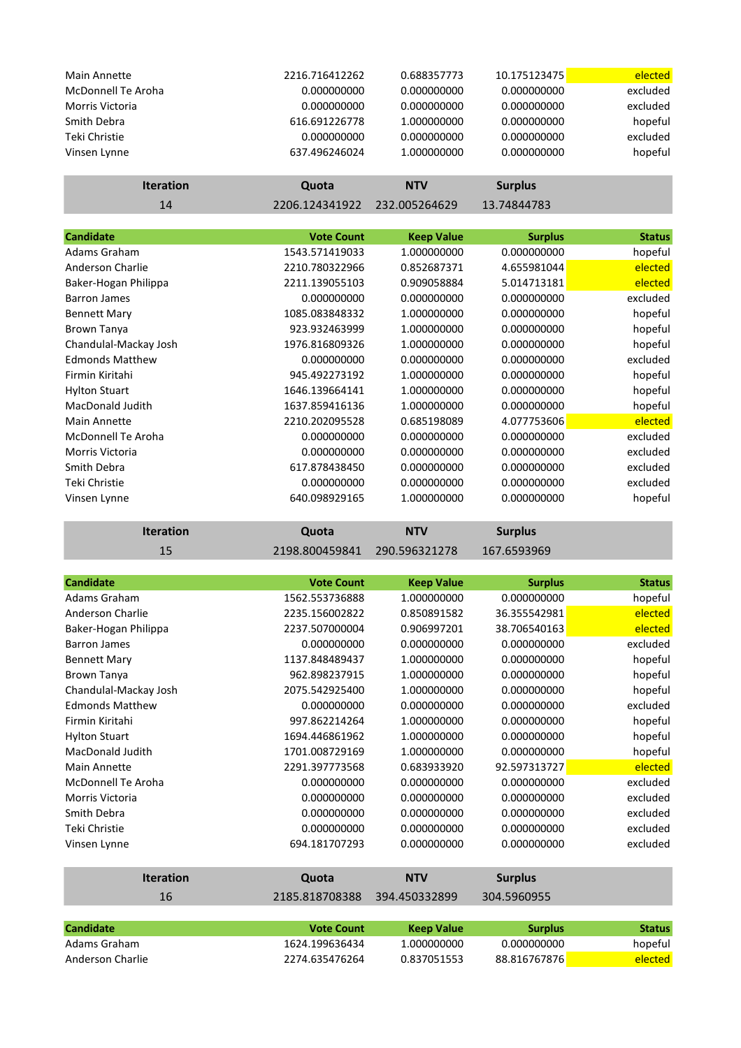| | | | | |
|---|---|---|---|---|
| Main Annette | 2216.716412262 | 0.688357773 | 10.175123475 | elected |
| McDonnell Te Aroha | 0.000000000 | 0.000000000 | 0.000000000 | excluded |
| Morris Victoria | 0.000000000 | 0.000000000 | 0.000000000 | excluded |
| Smith Debra | 616.691226778 | 1.000000000 | 0.000000000 | hopeful |
| Teki Christie | 0.000000000 | 0.000000000 | 0.000000000 | excluded |
| Vinsen Lynne | 637.496246024 | 1.000000000 | 0.000000000 | hopeful |

| Iteration | Quota | NTV | Surplus |
|---|---|---|---|
| 14 | 2206.124341922 | 232.005264629 | 13.74844783 |

| Candidate | Vote Count | Keep Value | Surplus | Status |
|---|---|---|---|---|
| Adams Graham | 1543.571419033 | 1.000000000 | 0.000000000 | hopeful |
| Anderson Charlie | 2210.780322966 | 0.852687371 | 4.655981044 | elected |
| Baker-Hogan Philippa | 2211.139055103 | 0.909058884 | 5.014713181 | elected |
| Barron James | 0.000000000 | 0.000000000 | 0.000000000 | excluded |
| Bennett Mary | 1085.083848332 | 1.000000000 | 0.000000000 | hopeful |
| Brown Tanya | 923.932463999 | 1.000000000 | 0.000000000 | hopeful |
| Chandulal-Mackay Josh | 1976.816809326 | 1.000000000 | 0.000000000 | hopeful |
| Edmonds Matthew | 0.000000000 | 0.000000000 | 0.000000000 | excluded |
| Firmin Kiritahi | 945.492273192 | 1.000000000 | 0.000000000 | hopeful |
| Hylton Stuart | 1646.139664141 | 1.000000000 | 0.000000000 | hopeful |
| MacDonald Judith | 1637.859416136 | 1.000000000 | 0.000000000 | hopeful |
| Main Annette | 2210.202095528 | 0.685198089 | 4.077753606 | elected |
| McDonnell Te Aroha | 0.000000000 | 0.000000000 | 0.000000000 | excluded |
| Morris Victoria | 0.000000000 | 0.000000000 | 0.000000000 | excluded |
| Smith Debra | 617.878438450 | 0.000000000 | 0.000000000 | excluded |
| Teki Christie | 0.000000000 | 0.000000000 | 0.000000000 | excluded |
| Vinsen Lynne | 640.098929165 | 1.000000000 | 0.000000000 | hopeful |

| Iteration | Quota | NTV | Surplus |
|---|---|---|---|
| 15 | 2198.800459841 | 290.596321278 | 167.6593969 |

| Candidate | Vote Count | Keep Value | Surplus | Status |
|---|---|---|---|---|
| Adams Graham | 1562.553736888 | 1.000000000 | 0.000000000 | hopeful |
| Anderson Charlie | 2235.156002822 | 0.850891582 | 36.355542981 | elected |
| Baker-Hogan Philippa | 2237.507000004 | 0.906997201 | 38.706540163 | elected |
| Barron James | 0.000000000 | 0.000000000 | 0.000000000 | excluded |
| Bennett Mary | 1137.848489437 | 1.000000000 | 0.000000000 | hopeful |
| Brown Tanya | 962.898237915 | 1.000000000 | 0.000000000 | hopeful |
| Chandulal-Mackay Josh | 2075.542925400 | 1.000000000 | 0.000000000 | hopeful |
| Edmonds Matthew | 0.000000000 | 0.000000000 | 0.000000000 | excluded |
| Firmin Kiritahi | 997.862214264 | 1.000000000 | 0.000000000 | hopeful |
| Hylton Stuart | 1694.446861962 | 1.000000000 | 0.000000000 | hopeful |
| MacDonald Judith | 1701.008729169 | 1.000000000 | 0.000000000 | hopeful |
| Main Annette | 2291.397773568 | 0.683933920 | 92.597313727 | elected |
| McDonnell Te Aroha | 0.000000000 | 0.000000000 | 0.000000000 | excluded |
| Morris Victoria | 0.000000000 | 0.000000000 | 0.000000000 | excluded |
| Smith Debra | 0.000000000 | 0.000000000 | 0.000000000 | excluded |
| Teki Christie | 0.000000000 | 0.000000000 | 0.000000000 | excluded |
| Vinsen Lynne | 694.181707293 | 0.000000000 | 0.000000000 | excluded |

| Iteration | Quota | NTV | Surplus |
|---|---|---|---|
| 16 | 2185.818708388 | 394.450332899 | 304.5960955 |

| Candidate | Vote Count | Keep Value | Surplus | Status |
|---|---|---|---|---|
| Adams Graham | 1624.199636434 | 1.000000000 | 0.000000000 | hopeful |
| Anderson Charlie | 2274.635476264 | 0.837051553 | 88.816767876 | elected |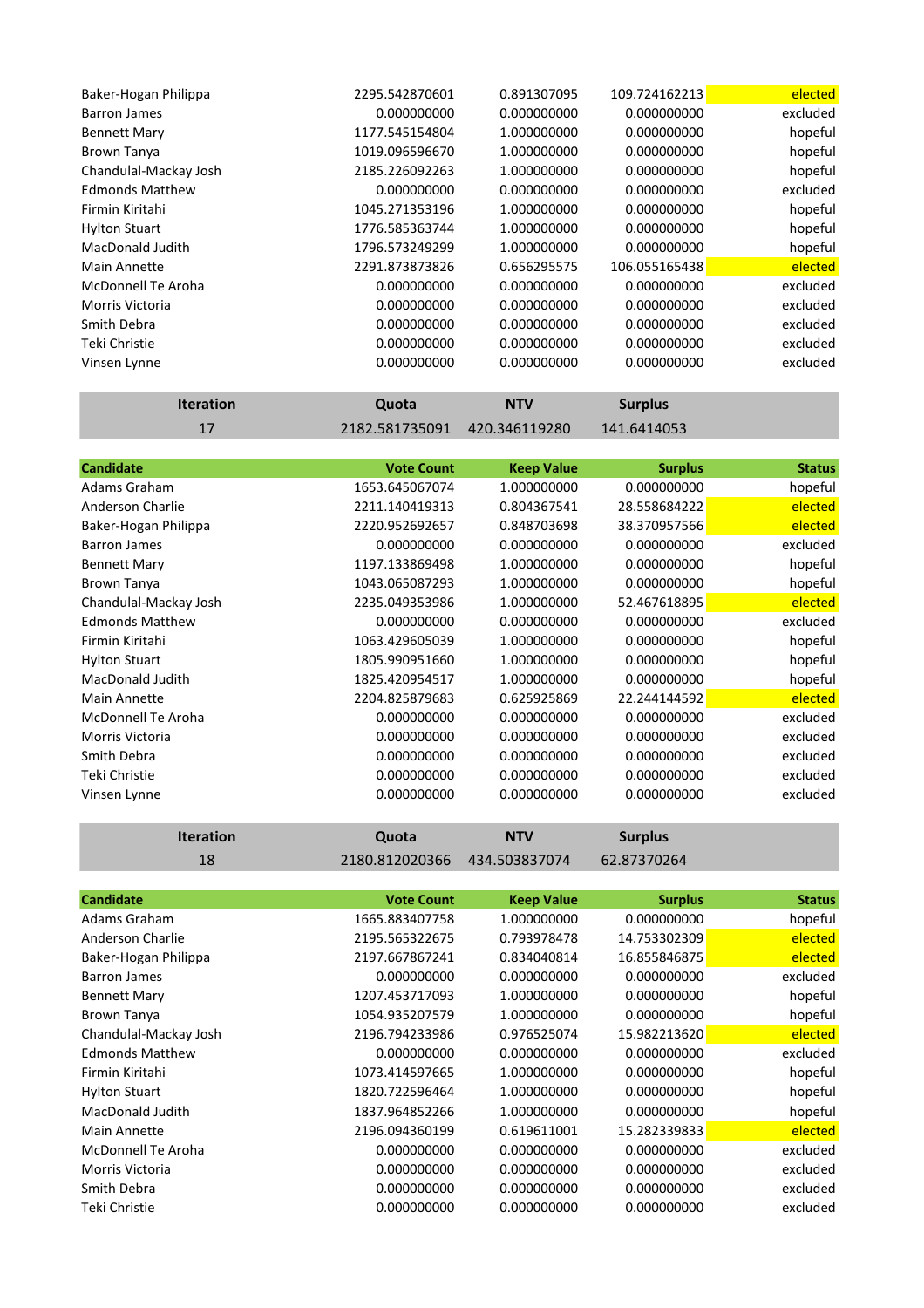| | | | | |
|---|---|---|---|---|
| Baker-Hogan Philippa | 2295.542870601 | 0.891307095 | 109.724162213 | elected |
| Barron James | 0.000000000 | 0.000000000 | 0.000000000 | excluded |
| Bennett Mary | 1177.545154804 | 1.000000000 | 0.000000000 | hopeful |
| Brown Tanya | 1019.096596670 | 1.000000000 | 0.000000000 | hopeful |
| Chandulal-Mackay Josh | 2185.226092263 | 1.000000000 | 0.000000000 | hopeful |
| Edmonds Matthew | 0.000000000 | 0.000000000 | 0.000000000 | excluded |
| Firmin Kiritahi | 1045.271353196 | 1.000000000 | 0.000000000 | hopeful |
| Hylton Stuart | 1776.585363744 | 1.000000000 | 0.000000000 | hopeful |
| MacDonald Judith | 1796.573249299 | 1.000000000 | 0.000000000 | hopeful |
| Main Annette | 2291.873873826 | 0.656295575 | 106.055165438 | elected |
| McDonnell Te Aroha | 0.000000000 | 0.000000000 | 0.000000000 | excluded |
| Morris Victoria | 0.000000000 | 0.000000000 | 0.000000000 | excluded |
| Smith Debra | 0.000000000 | 0.000000000 | 0.000000000 | excluded |
| Teki Christie | 0.000000000 | 0.000000000 | 0.000000000 | excluded |
| Vinsen Lynne | 0.000000000 | 0.000000000 | 0.000000000 | excluded |

| Iteration | Quota | NTV | Surplus |
|---|---|---|---|
| 17 | 2182.581735091 | 420.346119280 | 141.6414053 |

| Candidate | Vote Count | Keep Value | Surplus | Status |
|---|---|---|---|---|
| Adams Graham | 1653.645067074 | 1.000000000 | 0.000000000 | hopeful |
| Anderson Charlie | 2211.140419313 | 0.804367541 | 28.558684222 | elected |
| Baker-Hogan Philippa | 2220.952692657 | 0.848703698 | 38.370957566 | elected |
| Barron James | 0.000000000 | 0.000000000 | 0.000000000 | excluded |
| Bennett Mary | 1197.133869498 | 1.000000000 | 0.000000000 | hopeful |
| Brown Tanya | 1043.065087293 | 1.000000000 | 0.000000000 | hopeful |
| Chandulal-Mackay Josh | 2235.049353986 | 1.000000000 | 52.467618895 | elected |
| Edmonds Matthew | 0.000000000 | 0.000000000 | 0.000000000 | excluded |
| Firmin Kiritahi | 1063.429605039 | 1.000000000 | 0.000000000 | hopeful |
| Hylton Stuart | 1805.990951660 | 1.000000000 | 0.000000000 | hopeful |
| MacDonald Judith | 1825.420954517 | 1.000000000 | 0.000000000 | hopeful |
| Main Annette | 2204.825879683 | 0.625925869 | 22.244144592 | elected |
| McDonnell Te Aroha | 0.000000000 | 0.000000000 | 0.000000000 | excluded |
| Morris Victoria | 0.000000000 | 0.000000000 | 0.000000000 | excluded |
| Smith Debra | 0.000000000 | 0.000000000 | 0.000000000 | excluded |
| Teki Christie | 0.000000000 | 0.000000000 | 0.000000000 | excluded |
| Vinsen Lynne | 0.000000000 | 0.000000000 | 0.000000000 | excluded |

| Iteration | Quota | NTV | Surplus |
|---|---|---|---|
| 18 | 2180.812020366 | 434.503837074 | 62.87370264 |

| Candidate | Vote Count | Keep Value | Surplus | Status |
|---|---|---|---|---|
| Adams Graham | 1665.883407758 | 1.000000000 | 0.000000000 | hopeful |
| Anderson Charlie | 2195.565322675 | 0.793978478 | 14.753302309 | elected |
| Baker-Hogan Philippa | 2197.667867241 | 0.834040814 | 16.855846875 | elected |
| Barron James | 0.000000000 | 0.000000000 | 0.000000000 | excluded |
| Bennett Mary | 1207.453717093 | 1.000000000 | 0.000000000 | hopeful |
| Brown Tanya | 1054.935207579 | 1.000000000 | 0.000000000 | hopeful |
| Chandulal-Mackay Josh | 2196.794233986 | 0.976525074 | 15.982213620 | elected |
| Edmonds Matthew | 0.000000000 | 0.000000000 | 0.000000000 | excluded |
| Firmin Kiritahi | 1073.414597665 | 1.000000000 | 0.000000000 | hopeful |
| Hylton Stuart | 1820.722596464 | 1.000000000 | 0.000000000 | hopeful |
| MacDonald Judith | 1837.964852266 | 1.000000000 | 0.000000000 | hopeful |
| Main Annette | 2196.094360199 | 0.619611001 | 15.282339833 | elected |
| McDonnell Te Aroha | 0.000000000 | 0.000000000 | 0.000000000 | excluded |
| Morris Victoria | 0.000000000 | 0.000000000 | 0.000000000 | excluded |
| Smith Debra | 0.000000000 | 0.000000000 | 0.000000000 | excluded |
| Teki Christie | 0.000000000 | 0.000000000 | 0.000000000 | excluded |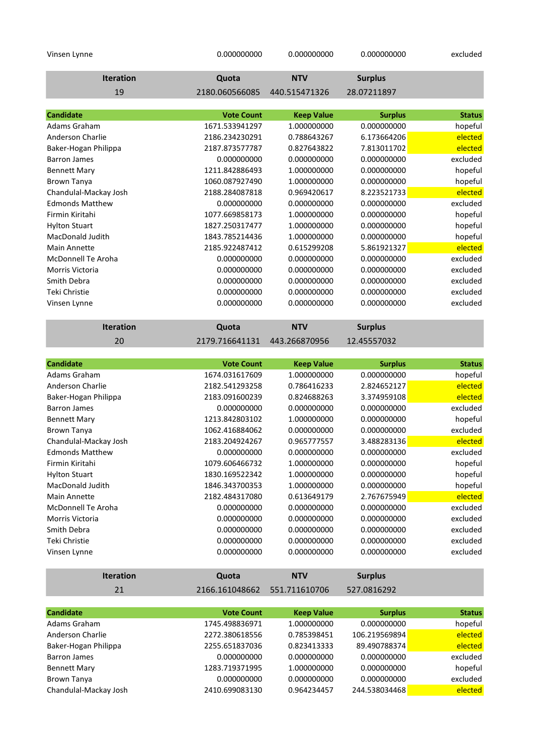| Vinsen Lynne | 0.000000000 | 0.000000000 | 0.000000000 | excluded |
|---|---|---|---|---|

| Iteration | Quota | NTV | Surplus |
|---|---|---|---|
| 19 | 2180.060566085 | 440.515471326 | 28.07211897 |

| Candidate | Vote Count | Keep Value | Surplus | Status |
|---|---|---|---|---|
| Adams Graham | 1671.533941297 | 1.000000000 | 0.000000000 | hopeful |
| Anderson Charlie | 2186.234230291 | 0.788643267 | 6.173664206 | elected |
| Baker-Hogan Philippa | 2187.873577787 | 0.827643822 | 7.813011702 | elected |
| Barron James | 0.000000000 | 0.000000000 | 0.000000000 | excluded |
| Bennett Mary | 1211.842886493 | 1.000000000 | 0.000000000 | hopeful |
| Brown Tanya | 1060.087927490 | 1.000000000 | 0.000000000 | hopeful |
| Chandulal-Mackay Josh | 2188.284087818 | 0.969420617 | 8.223521733 | elected |
| Edmonds Matthew | 0.000000000 | 0.000000000 | 0.000000000 | excluded |
| Firmin Kiritahi | 1077.669858173 | 1.000000000 | 0.000000000 | hopeful |
| Hylton Stuart | 1827.250317477 | 1.000000000 | 0.000000000 | hopeful |
| MacDonald Judith | 1843.785214436 | 1.000000000 | 0.000000000 | hopeful |
| Main Annette | 2185.922487412 | 0.615299208 | 5.861921327 | elected |
| McDonnell Te Aroha | 0.000000000 | 0.000000000 | 0.000000000 | excluded |
| Morris Victoria | 0.000000000 | 0.000000000 | 0.000000000 | excluded |
| Smith Debra | 0.000000000 | 0.000000000 | 0.000000000 | excluded |
| Teki Christie | 0.000000000 | 0.000000000 | 0.000000000 | excluded |
| Vinsen Lynne | 0.000000000 | 0.000000000 | 0.000000000 | excluded |

| Iteration | Quota | NTV | Surplus |
|---|---|---|---|
| 20 | 2179.716641131 | 443.266870956 | 12.45557032 |

| Candidate | Vote Count | Keep Value | Surplus | Status |
|---|---|---|---|---|
| Adams Graham | 1674.031617609 | 1.000000000 | 0.000000000 | hopeful |
| Anderson Charlie | 2182.541293258 | 0.786416233 | 2.824652127 | elected |
| Baker-Hogan Philippa | 2183.091600239 | 0.824688263 | 3.374959108 | elected |
| Barron James | 0.000000000 | 0.000000000 | 0.000000000 | excluded |
| Bennett Mary | 1213.842803102 | 1.000000000 | 0.000000000 | hopeful |
| Brown Tanya | 1062.416884062 | 0.000000000 | 0.000000000 | excluded |
| Chandulal-Mackay Josh | 2183.204924267 | 0.965777557 | 3.488283136 | elected |
| Edmonds Matthew | 0.000000000 | 0.000000000 | 0.000000000 | excluded |
| Firmin Kiritahi | 1079.606466732 | 1.000000000 | 0.000000000 | hopeful |
| Hylton Stuart | 1830.169522342 | 1.000000000 | 0.000000000 | hopeful |
| MacDonald Judith | 1846.343700353 | 1.000000000 | 0.000000000 | hopeful |
| Main Annette | 2182.484317080 | 0.613649179 | 2.767675949 | elected |
| McDonnell Te Aroha | 0.000000000 | 0.000000000 | 0.000000000 | excluded |
| Morris Victoria | 0.000000000 | 0.000000000 | 0.000000000 | excluded |
| Smith Debra | 0.000000000 | 0.000000000 | 0.000000000 | excluded |
| Teki Christie | 0.000000000 | 0.000000000 | 0.000000000 | excluded |
| Vinsen Lynne | 0.000000000 | 0.000000000 | 0.000000000 | excluded |

| Iteration | Quota | NTV | Surplus |
|---|---|---|---|
| 21 | 2166.161048662 | 551.711610706 | 527.0816292 |

| Candidate | Vote Count | Keep Value | Surplus | Status |
|---|---|---|---|---|
| Adams Graham | 1745.498836971 | 1.000000000 | 0.000000000 | hopeful |
| Anderson Charlie | 2272.380618556 | 0.785398451 | 106.219569894 | elected |
| Baker-Hogan Philippa | 2255.651837036 | 0.823413333 | 89.490788374 | elected |
| Barron James | 0.000000000 | 0.000000000 | 0.000000000 | excluded |
| Bennett Mary | 1283.719371995 | 1.000000000 | 0.000000000 | hopeful |
| Brown Tanya | 0.000000000 | 0.000000000 | 0.000000000 | excluded |
| Chandulal-Mackay Josh | 2410.699083130 | 0.964234457 | 244.538034468 | elected |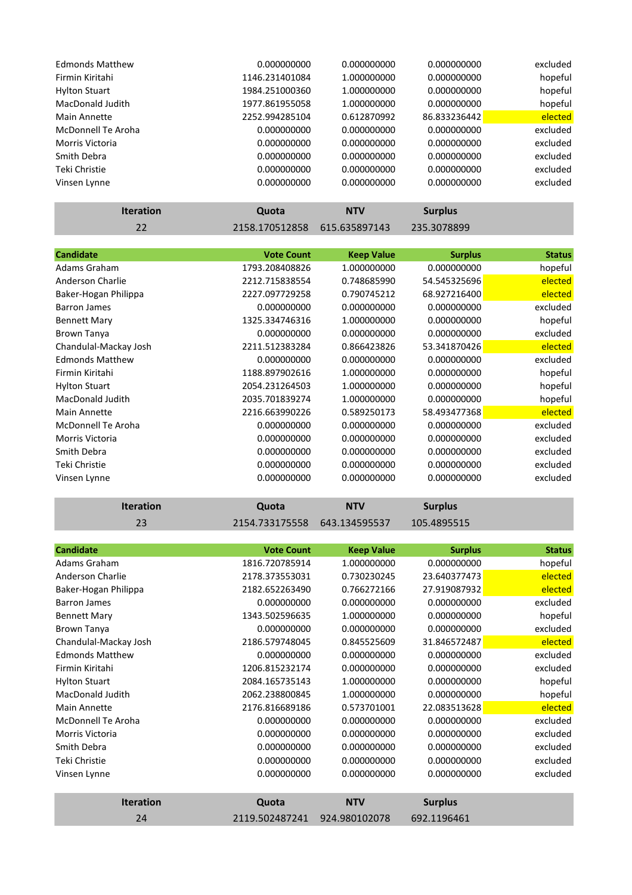| | | | | |
|---|---|---|---|---|
| Edmonds Matthew | 0.000000000 | 0.000000000 | 0.000000000 | excluded |
| Firmin Kiritahi | 1146.231401084 | 1.000000000 | 0.000000000 | hopeful |
| Hylton Stuart | 1984.251000360 | 1.000000000 | 0.000000000 | hopeful |
| MacDonald Judith | 1977.861955058 | 1.000000000 | 0.000000000 | hopeful |
| Main Annette | 2252.994285104 | 0.612870992 | 86.833236442 | elected |
| McDonnell Te Aroha | 0.000000000 | 0.000000000 | 0.000000000 | excluded |
| Morris Victoria | 0.000000000 | 0.000000000 | 0.000000000 | excluded |
| Smith Debra | 0.000000000 | 0.000000000 | 0.000000000 | excluded |
| Teki Christie | 0.000000000 | 0.000000000 | 0.000000000 | excluded |
| Vinsen Lynne | 0.000000000 | 0.000000000 | 0.000000000 | excluded |

| Iteration | Quota | NTV | Surplus |
|---|---|---|---|
| 22 | 2158.170512858 | 615.635897143 | 235.3078899 |

| Candidate | Vote Count | Keep Value | Surplus | Status |
|---|---|---|---|---|
| Adams Graham | 1793.208408826 | 1.000000000 | 0.000000000 | hopeful |
| Anderson Charlie | 2212.715838554 | 0.748685990 | 54.545325696 | elected |
| Baker-Hogan Philippa | 2227.097729258 | 0.790745212 | 68.927216400 | elected |
| Barron James | 0.000000000 | 0.000000000 | 0.000000000 | excluded |
| Bennett Mary | 1325.334746316 | 1.000000000 | 0.000000000 | hopeful |
| Brown Tanya | 0.000000000 | 0.000000000 | 0.000000000 | excluded |
| Chandulal-Mackay Josh | 2211.512383284 | 0.866423826 | 53.341870426 | elected |
| Edmonds Matthew | 0.000000000 | 0.000000000 | 0.000000000 | excluded |
| Firmin Kiritahi | 1188.897902616 | 1.000000000 | 0.000000000 | hopeful |
| Hylton Stuart | 2054.231264503 | 1.000000000 | 0.000000000 | hopeful |
| MacDonald Judith | 2035.701839274 | 1.000000000 | 0.000000000 | hopeful |
| Main Annette | 2216.663990226 | 0.589250173 | 58.493477368 | elected |
| McDonnell Te Aroha | 0.000000000 | 0.000000000 | 0.000000000 | excluded |
| Morris Victoria | 0.000000000 | 0.000000000 | 0.000000000 | excluded |
| Smith Debra | 0.000000000 | 0.000000000 | 0.000000000 | excluded |
| Teki Christie | 0.000000000 | 0.000000000 | 0.000000000 | excluded |
| Vinsen Lynne | 0.000000000 | 0.000000000 | 0.000000000 | excluded |

| Iteration | Quota | NTV | Surplus |
|---|---|---|---|
| 23 | 2154.733175558 | 643.134595537 | 105.4895515 |

| Candidate | Vote Count | Keep Value | Surplus | Status |
|---|---|---|---|---|
| Adams Graham | 1816.720785914 | 1.000000000 | 0.000000000 | hopeful |
| Anderson Charlie | 2178.373553031 | 0.730230245 | 23.640377473 | elected |
| Baker-Hogan Philippa | 2182.652263490 | 0.766272166 | 27.919087932 | elected |
| Barron James | 0.000000000 | 0.000000000 | 0.000000000 | excluded |
| Bennett Mary | 1343.502596635 | 1.000000000 | 0.000000000 | hopeful |
| Brown Tanya | 0.000000000 | 0.000000000 | 0.000000000 | excluded |
| Chandulal-Mackay Josh | 2186.579748045 | 0.845525609 | 31.846572487 | elected |
| Edmonds Matthew | 0.000000000 | 0.000000000 | 0.000000000 | excluded |
| Firmin Kiritahi | 1206.815232174 | 0.000000000 | 0.000000000 | excluded |
| Hylton Stuart | 2084.165735143 | 1.000000000 | 0.000000000 | hopeful |
| MacDonald Judith | 2062.238800845 | 1.000000000 | 0.000000000 | hopeful |
| Main Annette | 2176.816689186 | 0.573701001 | 22.083513628 | elected |
| McDonnell Te Aroha | 0.000000000 | 0.000000000 | 0.000000000 | excluded |
| Morris Victoria | 0.000000000 | 0.000000000 | 0.000000000 | excluded |
| Smith Debra | 0.000000000 | 0.000000000 | 0.000000000 | excluded |
| Teki Christie | 0.000000000 | 0.000000000 | 0.000000000 | excluded |
| Vinsen Lynne | 0.000000000 | 0.000000000 | 0.000000000 | excluded |

| Iteration | Quota | NTV | Surplus |
|---|---|---|---|
| 24 | 2119.502487241 | 924.980102078 | 692.1196461 |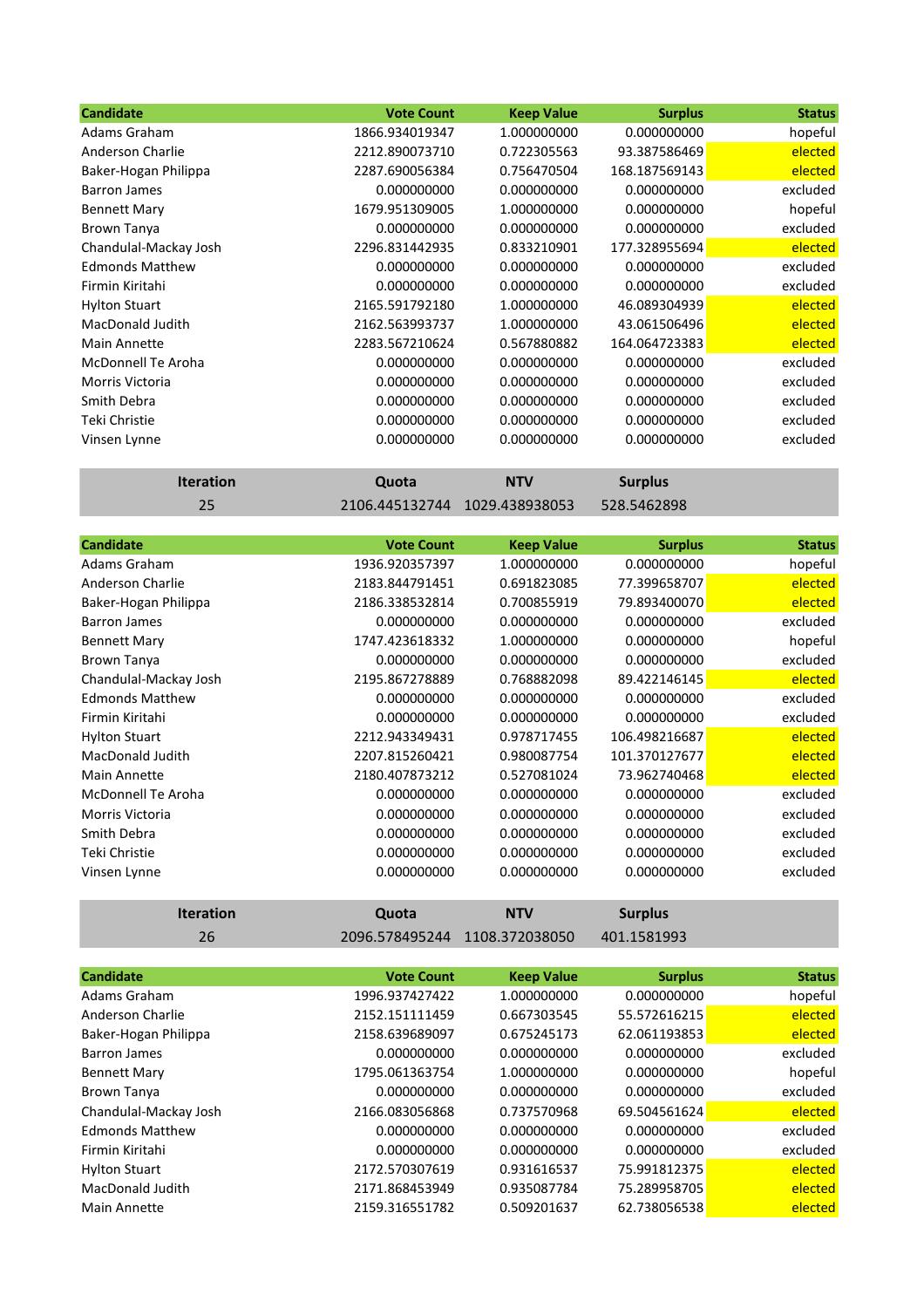| Candidate | Vote Count | Keep Value | Surplus | Status |
|---|---|---|---|---|
| Adams Graham | 1866.934019347 | 1.000000000 | 0.000000000 | hopeful |
| Anderson Charlie | 2212.890073710 | 0.722305563 | 93.387586469 | elected |
| Baker-Hogan Philippa | 2287.690056384 | 0.756470504 | 168.187569143 | elected |
| Barron James | 0.000000000 | 0.000000000 | 0.000000000 | excluded |
| Bennett Mary | 1679.951309005 | 1.000000000 | 0.000000000 | hopeful |
| Brown Tanya | 0.000000000 | 0.000000000 | 0.000000000 | excluded |
| Chandulal-Mackay Josh | 2296.831442935 | 0.833210901 | 177.328955694 | elected |
| Edmonds Matthew | 0.000000000 | 0.000000000 | 0.000000000 | excluded |
| Firmin Kiritahi | 0.000000000 | 0.000000000 | 0.000000000 | excluded |
| Hylton Stuart | 2165.591792180 | 1.000000000 | 46.089304939 | elected |
| MacDonald Judith | 2162.563993737 | 1.000000000 | 43.061506496 | elected |
| Main Annette | 2283.567210624 | 0.567880882 | 164.064723383 | elected |
| McDonnell Te Aroha | 0.000000000 | 0.000000000 | 0.000000000 | excluded |
| Morris Victoria | 0.000000000 | 0.000000000 | 0.000000000 | excluded |
| Smith Debra | 0.000000000 | 0.000000000 | 0.000000000 | excluded |
| Teki Christie | 0.000000000 | 0.000000000 | 0.000000000 | excluded |
| Vinsen Lynne | 0.000000000 | 0.000000000 | 0.000000000 | excluded |

| Iteration | Quota | NTV | Surplus |
|---|---|---|---|
| 25 | 2106.445132744 | 1029.438938053 | 528.5462898 |

| Candidate | Vote Count | Keep Value | Surplus | Status |
|---|---|---|---|---|
| Adams Graham | 1936.920357397 | 1.000000000 | 0.000000000 | hopeful |
| Anderson Charlie | 2183.844791451 | 0.691823085 | 77.399658707 | elected |
| Baker-Hogan Philippa | 2186.338532814 | 0.700855919 | 79.893400070 | elected |
| Barron James | 0.000000000 | 0.000000000 | 0.000000000 | excluded |
| Bennett Mary | 1747.423618332 | 1.000000000 | 0.000000000 | hopeful |
| Brown Tanya | 0.000000000 | 0.000000000 | 0.000000000 | excluded |
| Chandulal-Mackay Josh | 2195.867278889 | 0.768882098 | 89.422146145 | elected |
| Edmonds Matthew | 0.000000000 | 0.000000000 | 0.000000000 | excluded |
| Firmin Kiritahi | 0.000000000 | 0.000000000 | 0.000000000 | excluded |
| Hylton Stuart | 2212.943349431 | 0.978717455 | 106.498216687 | elected |
| MacDonald Judith | 2207.815260421 | 0.980087754 | 101.370127677 | elected |
| Main Annette | 2180.407873212 | 0.527081024 | 73.962740468 | elected |
| McDonnell Te Aroha | 0.000000000 | 0.000000000 | 0.000000000 | excluded |
| Morris Victoria | 0.000000000 | 0.000000000 | 0.000000000 | excluded |
| Smith Debra | 0.000000000 | 0.000000000 | 0.000000000 | excluded |
| Teki Christie | 0.000000000 | 0.000000000 | 0.000000000 | excluded |
| Vinsen Lynne | 0.000000000 | 0.000000000 | 0.000000000 | excluded |

| Iteration | Quota | NTV | Surplus |
|---|---|---|---|
| 26 | 2096.578495244 | 1108.372038050 | 401.1581993 |

| Candidate | Vote Count | Keep Value | Surplus | Status |
|---|---|---|---|---|
| Adams Graham | 1996.937427422 | 1.000000000 | 0.000000000 | hopeful |
| Anderson Charlie | 2152.151111459 | 0.667303545 | 55.572616215 | elected |
| Baker-Hogan Philippa | 2158.639689097 | 0.675245173 | 62.061193853 | elected |
| Barron James | 0.000000000 | 0.000000000 | 0.000000000 | excluded |
| Bennett Mary | 1795.061363754 | 1.000000000 | 0.000000000 | hopeful |
| Brown Tanya | 0.000000000 | 0.000000000 | 0.000000000 | excluded |
| Chandulal-Mackay Josh | 2166.083056868 | 0.737570968 | 69.504561624 | elected |
| Edmonds Matthew | 0.000000000 | 0.000000000 | 0.000000000 | excluded |
| Firmin Kiritahi | 0.000000000 | 0.000000000 | 0.000000000 | excluded |
| Hylton Stuart | 2172.570307619 | 0.931616537 | 75.991812375 | elected |
| MacDonald Judith | 2171.868453949 | 0.935087784 | 75.289958705 | elected |
| Main Annette | 2159.316551782 | 0.509201637 | 62.738056538 | elected |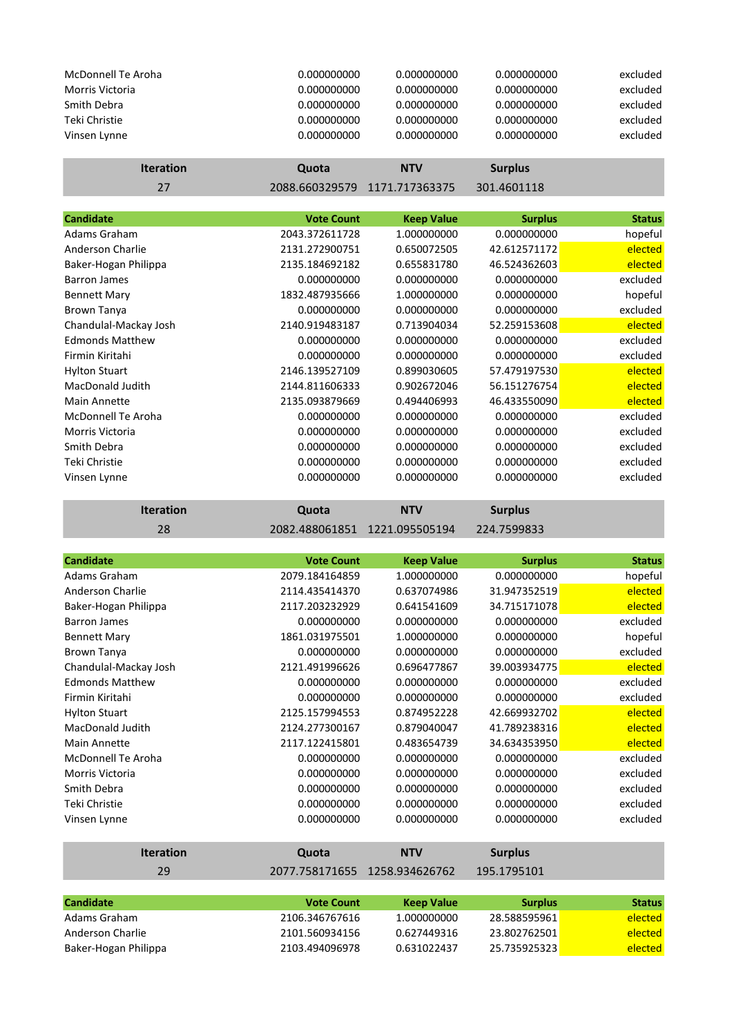| | | | | |
|---|---:|---:|---:|---:|
| McDonnell Te Aroha | 0.000000000 | 0.000000000 | 0.000000000 | excluded |
| Morris Victoria | 0.000000000 | 0.000000000 | 0.000000000 | excluded |
| Smith Debra | 0.000000000 | 0.000000000 | 0.000000000 | excluded |
| Teki Christie | 0.000000000 | 0.000000000 | 0.000000000 | excluded |
| Vinsen Lynne | 0.000000000 | 0.000000000 | 0.000000000 | excluded |

| Iteration | Quota | NTV | Surplus |
|---|---|---|---|
| 27 | 2088.660329579 | 1171.717363375 | 301.4601118 |

| Candidate | Vote Count | Keep Value | Surplus | Status |
|---|---:|---:|---:|---:|
| Adams Graham | 2043.372611728 | 1.000000000 | 0.000000000 | hopeful |
| Anderson Charlie | 2131.272900751 | 0.650072505 | 42.612571172 | elected |
| Baker-Hogan Philippa | 2135.184692182 | 0.655831780 | 46.524362603 | elected |
| Barron James | 0.000000000 | 0.000000000 | 0.000000000 | excluded |
| Bennett Mary | 1832.487935666 | 1.000000000 | 0.000000000 | hopeful |
| Brown Tanya | 0.000000000 | 0.000000000 | 0.000000000 | excluded |
| Chandulal-Mackay Josh | 2140.919483187 | 0.713904034 | 52.259153608 | elected |
| Edmonds Matthew | 0.000000000 | 0.000000000 | 0.000000000 | excluded |
| Firmin Kiritahi | 0.000000000 | 0.000000000 | 0.000000000 | excluded |
| Hylton Stuart | 2146.139527109 | 0.899030605 | 57.479197530 | elected |
| MacDonald Judith | 2144.811606333 | 0.902672046 | 56.151276754 | elected |
| Main Annette | 2135.093879669 | 0.494406993 | 46.433550090 | elected |
| McDonnell Te Aroha | 0.000000000 | 0.000000000 | 0.000000000 | excluded |
| Morris Victoria | 0.000000000 | 0.000000000 | 0.000000000 | excluded |
| Smith Debra | 0.000000000 | 0.000000000 | 0.000000000 | excluded |
| Teki Christie | 0.000000000 | 0.000000000 | 0.000000000 | excluded |
| Vinsen Lynne | 0.000000000 | 0.000000000 | 0.000000000 | excluded |

| Iteration | Quota | NTV | Surplus |
|---|---|---|---|
| 28 | 2082.488061851 | 1221.095505194 | 224.7599833 |

| Candidate | Vote Count | Keep Value | Surplus | Status |
|---|---:|---:|---:|---:|
| Adams Graham | 2079.184164859 | 1.000000000 | 0.000000000 | hopeful |
| Anderson Charlie | 2114.435414370 | 0.637074986 | 31.947352519 | elected |
| Baker-Hogan Philippa | 2117.203232929 | 0.641541609 | 34.715171078 | elected |
| Barron James | 0.000000000 | 0.000000000 | 0.000000000 | excluded |
| Bennett Mary | 1861.031975501 | 1.000000000 | 0.000000000 | hopeful |
| Brown Tanya | 0.000000000 | 0.000000000 | 0.000000000 | excluded |
| Chandulal-Mackay Josh | 2121.491996626 | 0.696477867 | 39.003934775 | elected |
| Edmonds Matthew | 0.000000000 | 0.000000000 | 0.000000000 | excluded |
| Firmin Kiritahi | 0.000000000 | 0.000000000 | 0.000000000 | excluded |
| Hylton Stuart | 2125.157994553 | 0.874952228 | 42.669932702 | elected |
| MacDonald Judith | 2124.277300167 | 0.879040047 | 41.789238316 | elected |
| Main Annette | 2117.122415801 | 0.483654739 | 34.634353950 | elected |
| McDonnell Te Aroha | 0.000000000 | 0.000000000 | 0.000000000 | excluded |
| Morris Victoria | 0.000000000 | 0.000000000 | 0.000000000 | excluded |
| Smith Debra | 0.000000000 | 0.000000000 | 0.000000000 | excluded |
| Teki Christie | 0.000000000 | 0.000000000 | 0.000000000 | excluded |
| Vinsen Lynne | 0.000000000 | 0.000000000 | 0.000000000 | excluded |

| Iteration | Quota | NTV | Surplus |
|---|---|---|---|
| 29 | 2077.758171655 | 1258.934626762 | 195.1795101 |

| Candidate | Vote Count | Keep Value | Surplus | Status |
|---|---:|---:|---:|---:|
| Adams Graham | 2106.346767616 | 1.000000000 | 28.588595961 | elected |
| Anderson Charlie | 2101.560934156 | 0.627449316 | 23.802762501 | elected |
| Baker-Hogan Philippa | 2103.494096978 | 0.631022437 | 25.735925323 | elected |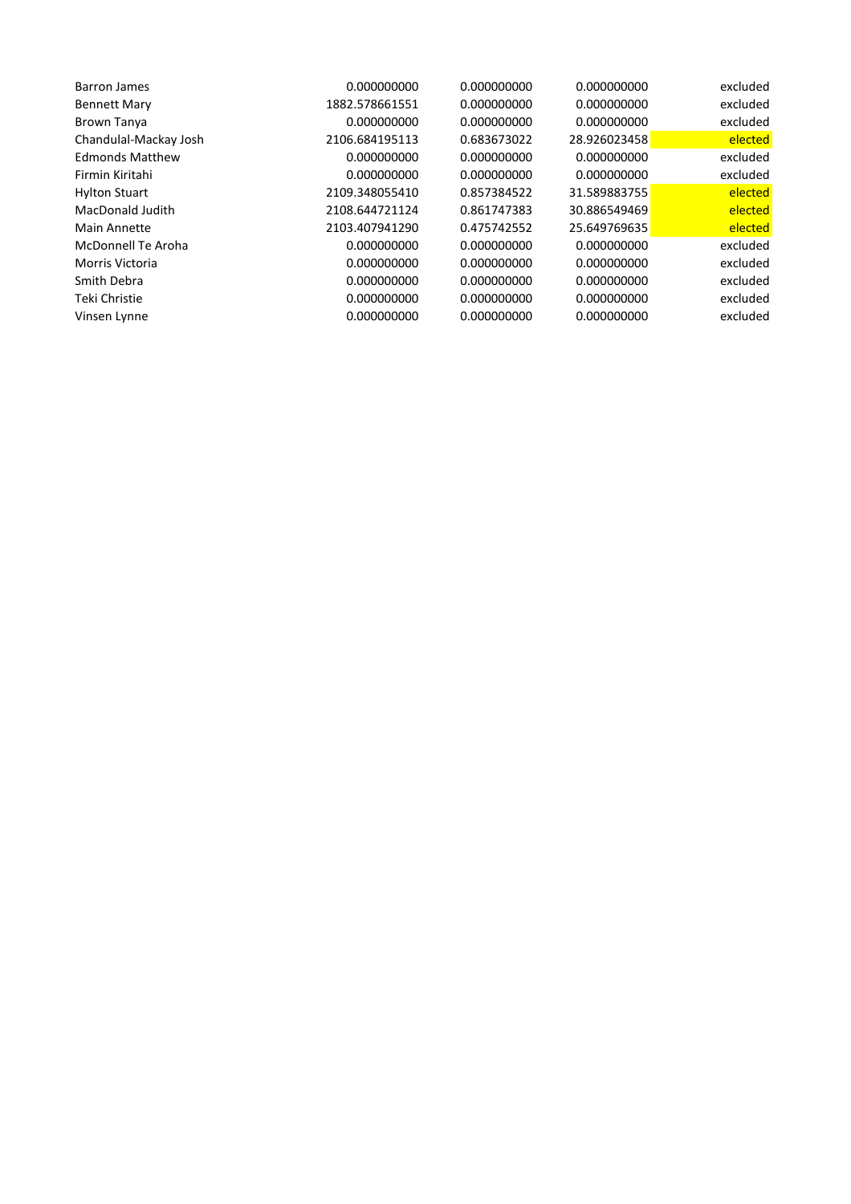| | | | | |
|---|---|---|---|---|
| Barron James | 0.000000000 | 0.000000000 | 0.000000000 | excluded |
| Bennett Mary | 1882.578661551 | 0.000000000 | 0.000000000 | excluded |
| Brown Tanya | 0.000000000 | 0.000000000 | 0.000000000 | excluded |
| Chandulal-Mackay Josh | 2106.684195113 | 0.683673022 | 28.926023458 | elected |
| Edmonds Matthew | 0.000000000 | 0.000000000 | 0.000000000 | excluded |
| Firmin Kiritahi | 0.000000000 | 0.000000000 | 0.000000000 | excluded |
| Hylton Stuart | 2109.348055410 | 0.857384522 | 31.589883755 | elected |
| MacDonald Judith | 2108.644721124 | 0.861747383 | 30.886549469 | elected |
| Main Annette | 2103.407941290 | 0.475742552 | 25.649769635 | elected |
| McDonnell Te Aroha | 0.000000000 | 0.000000000 | 0.000000000 | excluded |
| Morris Victoria | 0.000000000 | 0.000000000 | 0.000000000 | excluded |
| Smith Debra | 0.000000000 | 0.000000000 | 0.000000000 | excluded |
| Teki Christie | 0.000000000 | 0.000000000 | 0.000000000 | excluded |
| Vinsen Lynne | 0.000000000 | 0.000000000 | 0.000000000 | excluded |